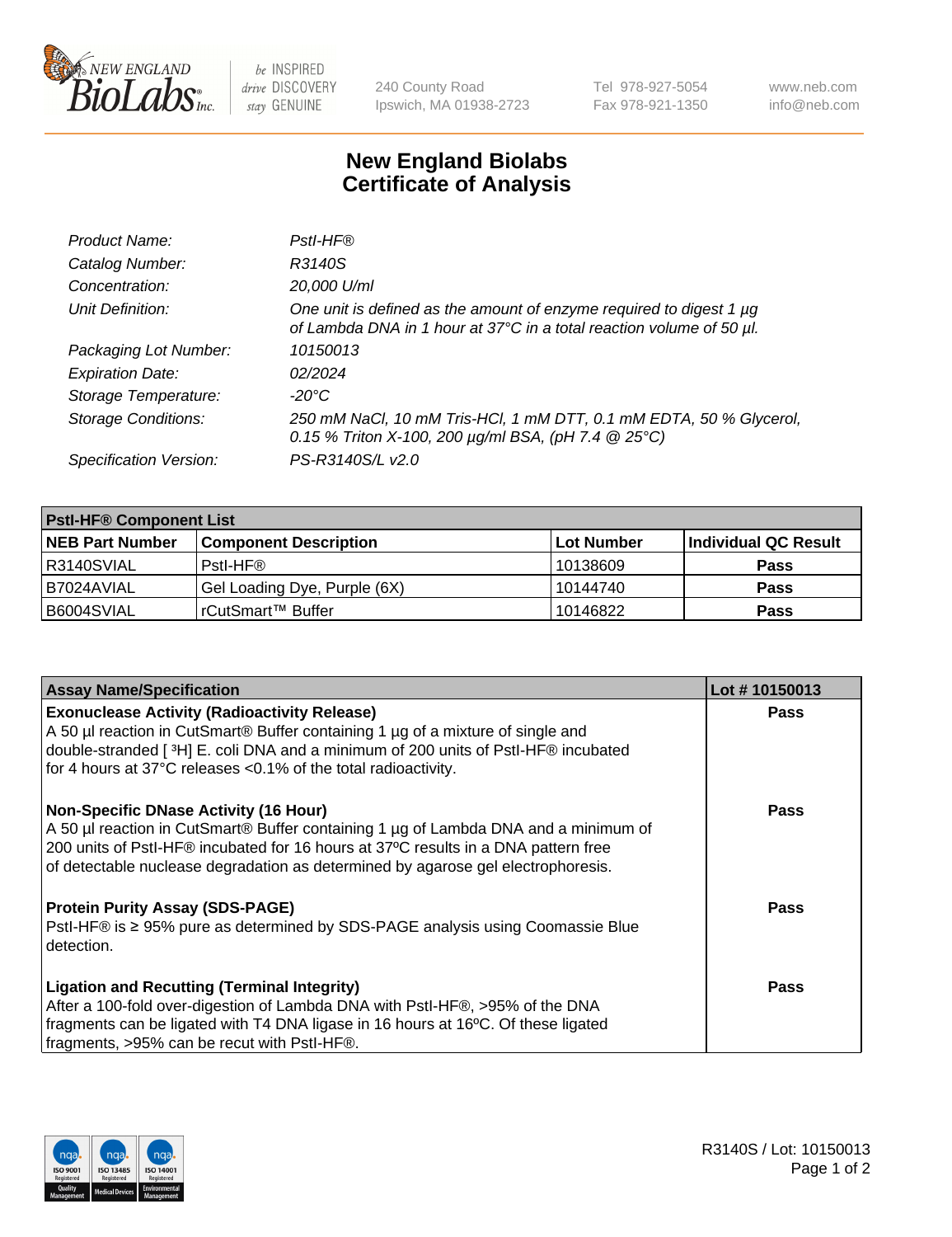New England BioLabs Inc. — be INSPIRED drive DISCOVERY stay GENUINE

240 County Road
Ipswich, MA 01938-2723

Tel 978-927-5054
Fax 978-921-1350

www.neb.com
info@neb.com

# New England Biolabs
# Certificate of Analysis

| | |
|---|---|
| *Product Name:* | *PstI-HF®* |
| *Catalog Number:* | *R3140S* |
| *Concentration:* | *20,000 U/ml* |
| *Unit Definition:* | *One unit is defined as the amount of enzyme required to digest 1 µg of Lambda DNA in 1 hour at 37°C in a total reaction volume of 50 µl.* |
| *Packaging Lot Number:* | *10150013* |
| *Expiration Date:* | *02/2024* |
| *Storage Temperature:* | *-20°C* |
| *Storage Conditions:* | *250 mM NaCl, 10 mM Tris-HCl, 1 mM DTT, 0.1 mM EDTA, 50 % Glycerol, 0.15 % Triton X-100, 200 µg/ml BSA, (pH 7.4 @ 25°C)* |
| *Specification Version:* | *PS-R3140S/L v2.0* |

**PstI-HF® Component List**

| NEB Part Number | Component Description | Lot Number | Individual QC Result |
|---|---|---|---|
| R3140SVIAL | PstI-HF® | 10138609 | **Pass** |
| B7024AVIAL | Gel Loading Dye, Purple (6X) | 10144740 | **Pass** |
| B6004SVIAL | rCutSmart™ Buffer | 10146822 | **Pass** |

| Assay Name/Specification | Lot # 10150013 |
|---|---|
| **Exonuclease Activity (Radioactivity Release)**<br>A 50 µl reaction in CutSmart® Buffer containing 1 µg of a mixture of single and double-stranded [ $^3$H] E. coli DNA and a minimum of 200 units of PstI-HF® incubated for 4 hours at 37°C releases <0.1% of the total radioactivity. | **Pass** |
| **Non-Specific DNase Activity (16 Hour)**<br>A 50 µl reaction in CutSmart® Buffer containing 1 µg of Lambda DNA and a minimum of 200 units of PstI-HF® incubated for 16 hours at 37ºC results in a DNA pattern free of detectable nuclease degradation as determined by agarose gel electrophoresis. | **Pass** |
| **Protein Purity Assay (SDS-PAGE)**<br>PstI-HF® is ≥ 95% pure as determined by SDS-PAGE analysis using Coomassie Blue detection. | **Pass** |
| **Ligation and Recutting (Terminal Integrity)**<br>After a 100-fold over-digestion of Lambda DNA with PstI-HF®, >95% of the DNA fragments can be ligated with T4 DNA ligase in 16 hours at 16ºC. Of these ligated fragments, >95% can be recut with PstI-HF®. | **Pass** |

R3140S / Lot: 10150013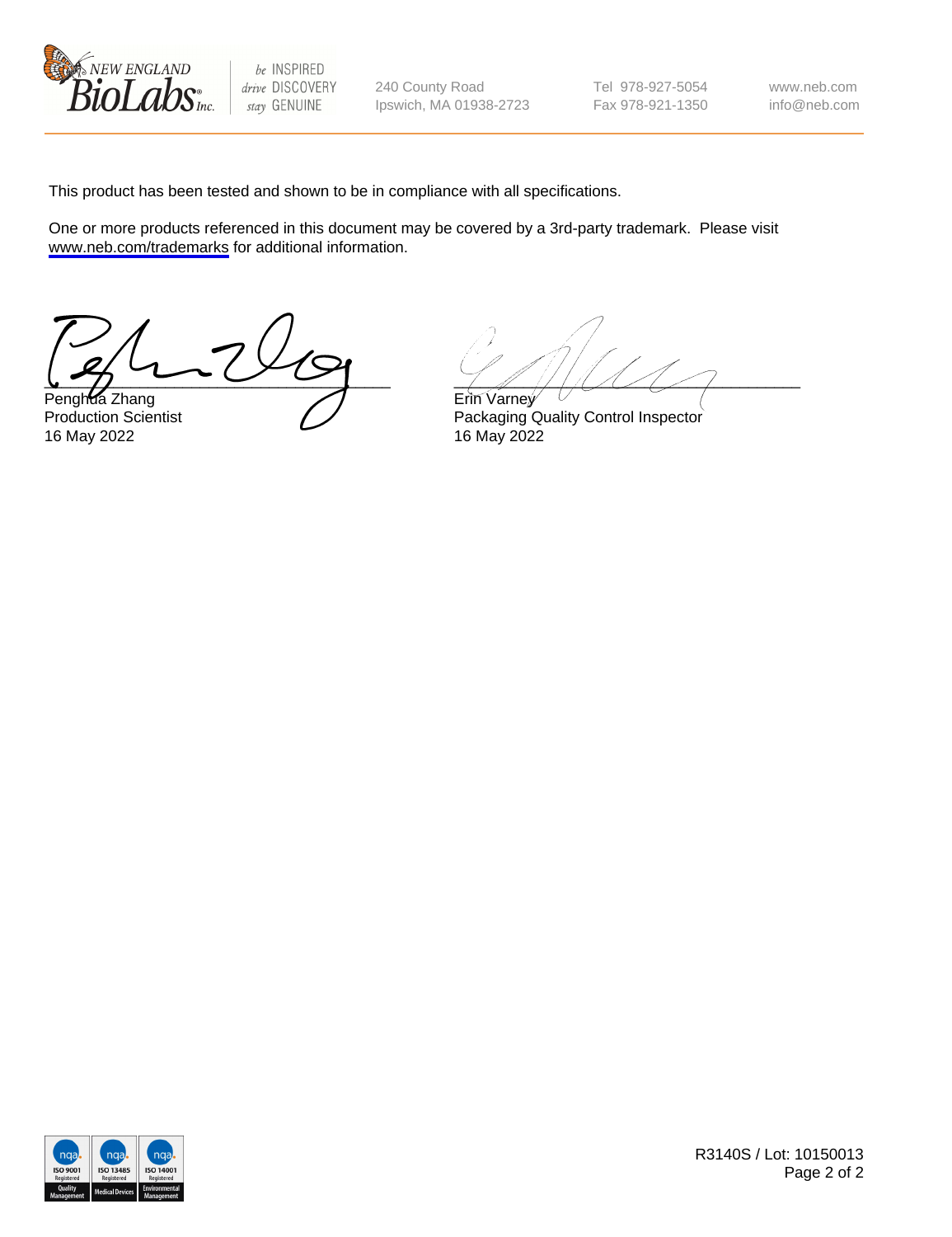This product has been tested and shown to be in compliance with all specifications.

One or more products referenced in this document may be covered by a 3rd-party trademark. Please visit www.neb.com/trademarks for additional information.

Penghua Zhang
Production Scientist
16 May 2022

Erin Varney
Packaging Quality Control Inspector
16 May 2022

R3140S / Lot: 10150013